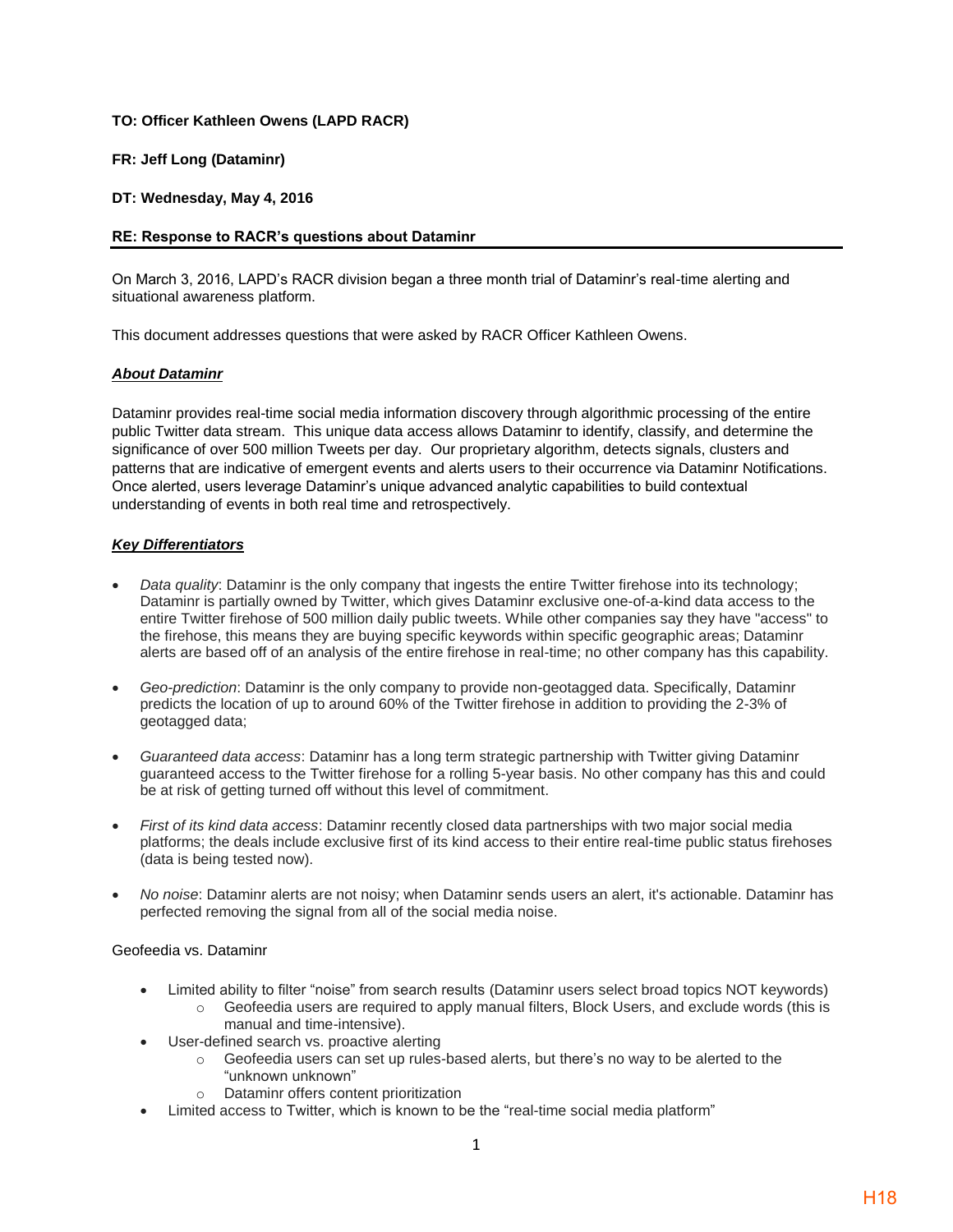**TO: Officer Kathleen Owens (LAPD RACR)**

**FR: Jeff Long (Dataminr)**

**DT: Wednesday, May 4, 2016**

**RE: Response to RACR's questions about Dataminr**

---

On March 3, 2016, LAPD's RACR division began a three month trial of Dataminr's real-time alerting and situational awareness platform.

This document addresses questions that were asked by RACR Officer Kathleen Owens.

***About Dataminr***

Dataminr provides real-time social media information discovery through algorithmic processing of the entire public Twitter data stream. This unique data access allows Dataminr to identify, classify, and determine the significance of over 500 million Tweets per day. Our proprietary algorithm, detects signals, clusters and patterns that are indicative of emergent events and alerts users to their occurrence via Dataminr Notifications. Once alerted, users leverage Dataminr's unique advanced analytic capabilities to build contextual understanding of events in both real time and retrospectively.

***Key Differentiators***

- *Data quality*: Dataminr is the only company that ingests the entire Twitter firehose into its technology; Dataminr is partially owned by Twitter, which gives Dataminr exclusive one-of-a-kind data access to the entire Twitter firehose of 500 million daily public tweets. While other companies say they have "access" to the firehose, this means they are buying specific keywords within specific geographic areas; Dataminr alerts are based off of an analysis of the entire firehose in real-time; no other company has this capability.
- *Geo-prediction*: Dataminr is the only company to provide non-geotagged data. Specifically, Dataminr predicts the location of up to around 60% of the Twitter firehose in addition to providing the 2-3% of geotagged data;
- *Guaranteed data access*: Dataminr has a long term strategic partnership with Twitter giving Dataminr guaranteed access to the Twitter firehose for a rolling 5-year basis. No other company has this and could be at risk of getting turned off without this level of commitment.
- *First of its kind data access*: Dataminr recently closed data partnerships with two major social media platforms; the deals include exclusive first of its kind access to their entire real-time public status firehoses (data is being tested now).
- *No noise*: Dataminr alerts are not noisy; when Dataminr sends users an alert, it's actionable. Dataminr has perfected removing the signal from all of the social media noise.

Geofeedia vs. Dataminr

- Limited ability to filter "noise" from search results (Dataminr users select broad topics NOT keywords)
  - Geofeedia users are required to apply manual filters, Block Users, and exclude words (this is manual and time-intensive).
- User-defined search vs. proactive alerting
  - Geofeedia users can set up rules-based alerts, but there's no way to be alerted to the "unknown unknown"
  - Dataminr offers content prioritization
- Limited access to Twitter, which is known to be the "real-time social media platform"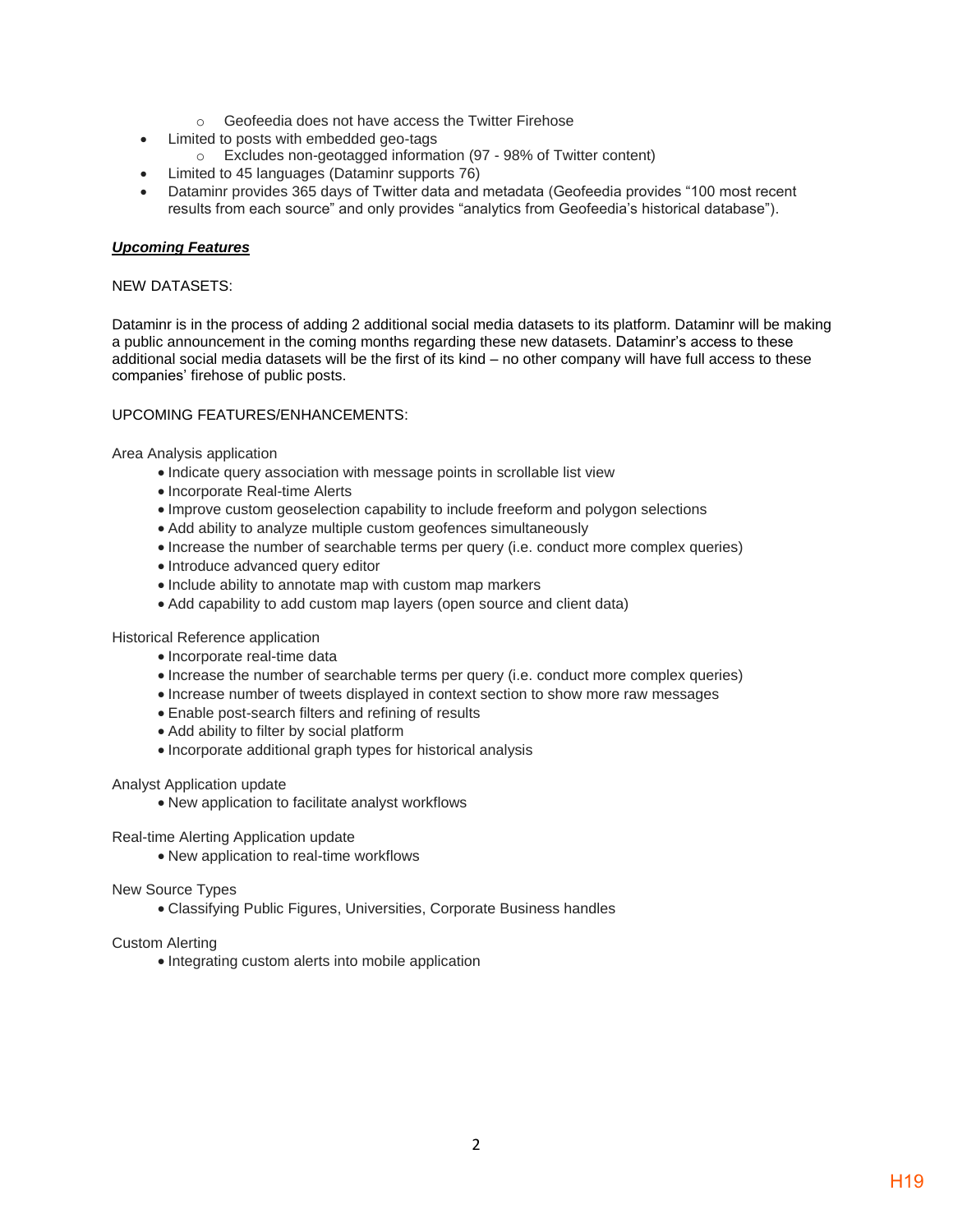- Geofeedia does not have access the Twitter Firehose
- Limited to posts with embedded geo-tags
  - Excludes non-geotagged information (97 - 98% of Twitter content)
- Limited to 45 languages (Dataminr supports 76)
- Dataminr provides 365 days of Twitter data and metadata (Geofeedia provides "100 most recent results from each source" and only provides "analytics from Geofeedia's historical database").

***Upcoming Features***

NEW DATASETS:

Dataminr is in the process of adding 2 additional social media datasets to its platform. Dataminr will be making a public announcement in the coming months regarding these new datasets. Dataminr's access to these additional social media datasets will be the first of its kind – no other company will have full access to these companies' firehose of public posts.

UPCOMING FEATURES/ENHANCEMENTS:

Area Analysis application

- Indicate query association with message points in scrollable list view
- Incorporate Real-time Alerts
- Improve custom geoselection capability to include freeform and polygon selections
- Add ability to analyze multiple custom geofences simultaneously
- Increase the number of searchable terms per query (i.e. conduct more complex queries)
- Introduce advanced query editor
- Include ability to annotate map with custom map markers
- Add capability to add custom map layers (open source and client data)

Historical Reference application

- Incorporate real-time data
- Increase the number of searchable terms per query (i.e. conduct more complex queries)
- Increase number of tweets displayed in context section to show more raw messages
- Enable post-search filters and refining of results
- Add ability to filter by social platform
- Incorporate additional graph types for historical analysis

Analyst Application update

- New application to facilitate analyst workflows

Real-time Alerting Application update

- New application to real-time workflows

New Source Types

- Classifying Public Figures, Universities, Corporate Business handles

Custom Alerting

- Integrating custom alerts into mobile application

H19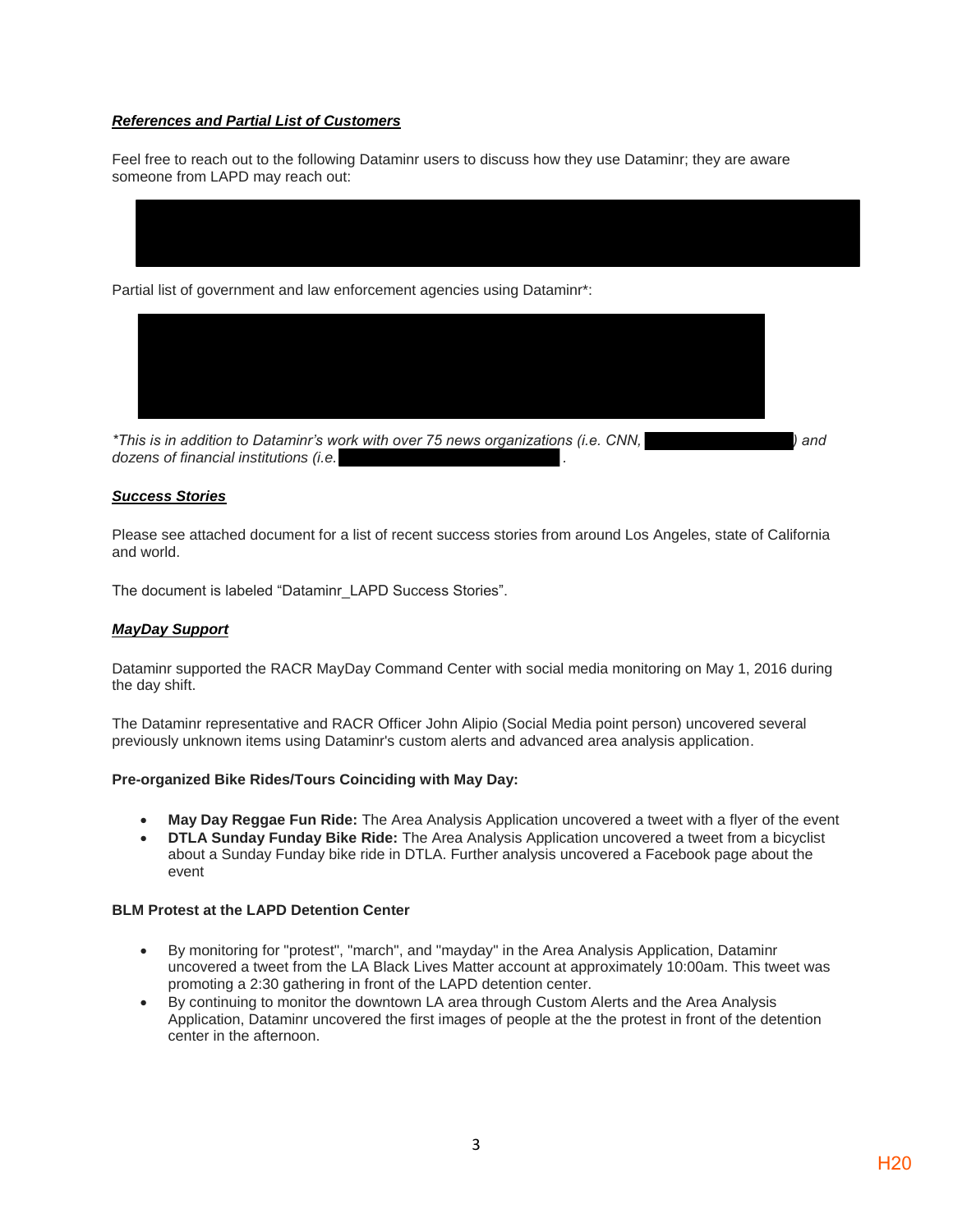***References and Partial List of Customers***

Feel free to reach out to the following Dataminr users to discuss how they use Dataminr; they are aware someone from LAPD may reach out:

Partial list of government and law enforcement agencies using Dataminr*:

*\*This is in addition to Dataminr's work with over 75 news organizations (i.e. CNN, ) and dozens of financial institutions (i.e. .*

***Success Stories***

Please see attached document for a list of recent success stories from around Los Angeles, state of California and world.

The document is labeled "Dataminr_LAPD Success Stories".

***MayDay Support***

Dataminr supported the RACR MayDay Command Center with social media monitoring on May 1, 2016 during the day shift.

The Dataminr representative and RACR Officer John Alipio (Social Media point person) uncovered several previously unknown items using Dataminr's custom alerts and advanced area analysis application.

**Pre-organized Bike Rides/Tours Coinciding with May Day:**

- **May Day Reggae Fun Ride:** The Area Analysis Application uncovered a tweet with a flyer of the event
- **DTLA Sunday Funday Bike Ride:** The Area Analysis Application uncovered a tweet from a bicyclist about a Sunday Funday bike ride in DTLA. Further analysis uncovered a Facebook page about the event

**BLM Protest at the LAPD Detention Center**

- By monitoring for "protest", "march", and "mayday" in the Area Analysis Application, Dataminr uncovered a tweet from the LA Black Lives Matter account at approximately 10:00am. This tweet was promoting a 2:30 gathering in front of the LAPD detention center.
- By continuing to monitor the downtown LA area through Custom Alerts and the Area Analysis Application, Dataminr uncovered the first images of people at the the protest in front of the detention center in the afternoon.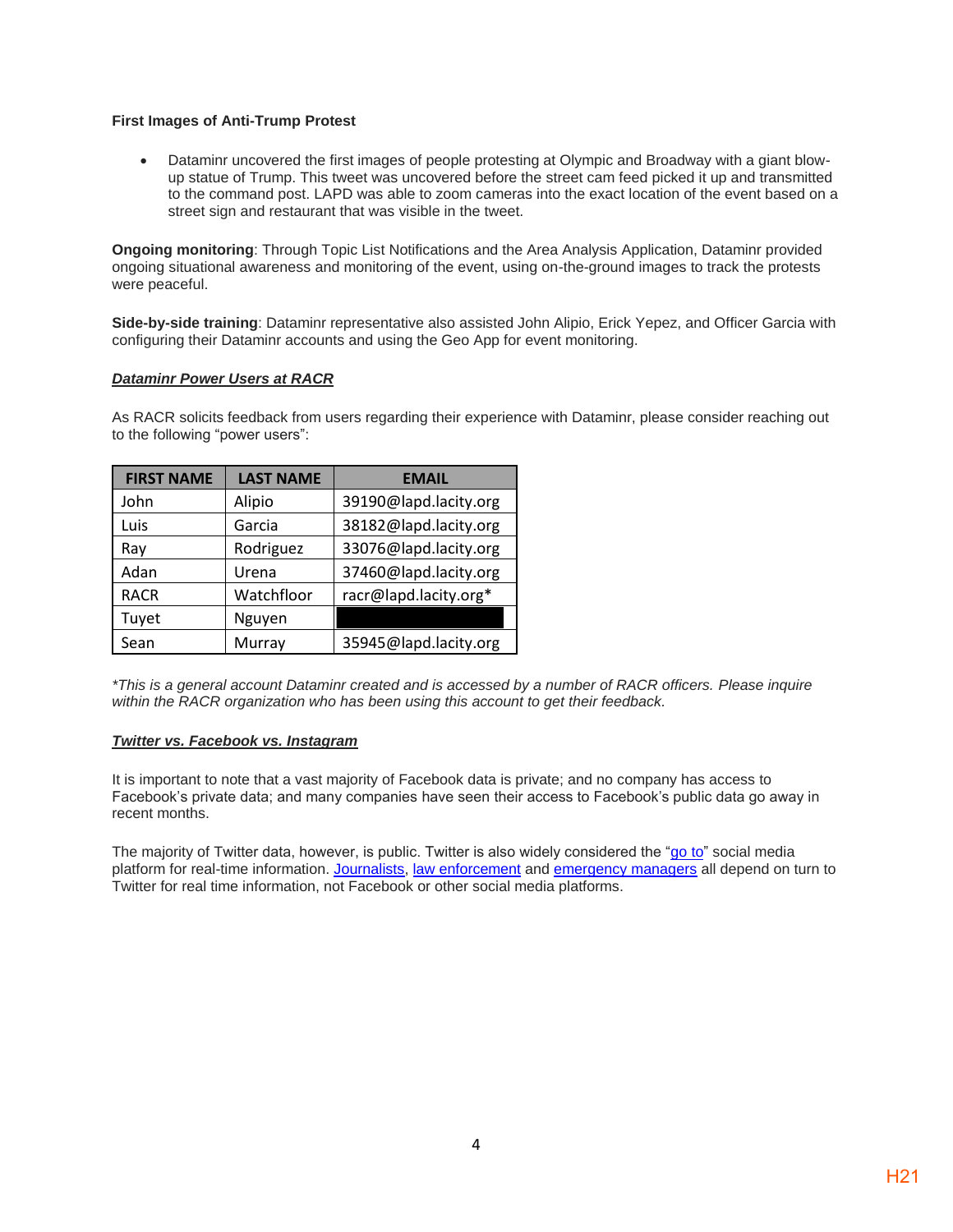**First Images of Anti-Trump Protest**

- Dataminr uncovered the first images of people protesting at Olympic and Broadway with a giant blow-up statue of Trump. This tweet was uncovered before the street cam feed picked it up and transmitted to the command post. LAPD was able to zoom cameras into the exact location of the event based on a street sign and restaurant that was visible in the tweet.

**Ongoing monitoring**: Through Topic List Notifications and the Area Analysis Application, Dataminr provided ongoing situational awareness and monitoring of the event, using on-the-ground images to track the protests were peaceful.

**Side-by-side training**: Dataminr representative also assisted John Alipio, Erick Yepez, and Officer Garcia with configuring their Dataminr accounts and using the Geo App for event monitoring.

***Dataminr Power Users at RACR***

As RACR solicits feedback from users regarding their experience with Dataminr, please consider reaching out to the following "power users":

| FIRST NAME | LAST NAME | EMAIL |
|---|---|---|
| John | Alipio | 39190@lapd.lacity.org |
| Luis | Garcia | 38182@lapd.lacity.org |
| Ray | Rodriguez | 33076@lapd.lacity.org |
| Adan | Urena | 37460@lapd.lacity.org |
| RACR | Watchfloor | racr@lapd.lacity.org* |
| Tuyet | Nguyen | |
| Sean | Murray | 35945@lapd.lacity.org |

*\*This is a general account Dataminr created and is accessed by a number of RACR officers. Please inquire within the RACR organization who has been using this account to get their feedback.*

***Twitter vs. Facebook vs. Instagram***

It is important to note that a vast majority of Facebook data is private; and no company has access to Facebook's private data; and many companies have seen their access to Facebook's public data go away in recent months.

The majority of Twitter data, however, is public. Twitter is also widely considered the "go to" social media platform for real-time information. Journalists, law enforcement and emergency managers all depend on turn to Twitter for real time information, not Facebook or other social media platforms.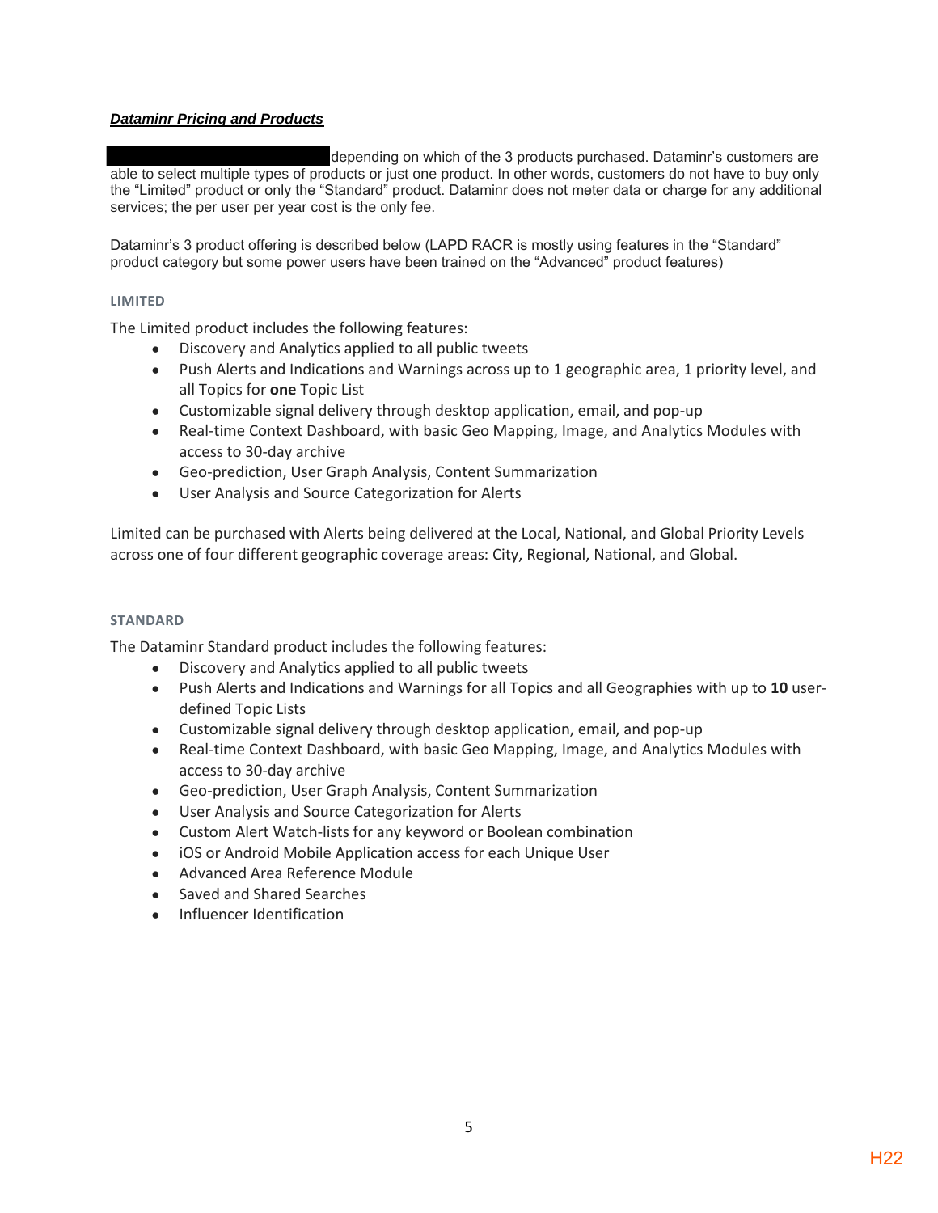***Dataminr Pricing and Products***

depending on which of the 3 products purchased. Dataminr's customers are able to select multiple types of products or just one product. In other words, customers do not have to buy only the "Limited" product or only the "Standard" product. Dataminr does not meter data or charge for any additional services; the per user per year cost is the only fee.

Dataminr's 3 product offering is described below (LAPD RACR is mostly using features in the "Standard" product category but some power users have been trained on the "Advanced" product features)

#### LIMITED

The Limited product includes the following features:

- Discovery and Analytics applied to all public tweets
- Push Alerts and Indications and Warnings across up to 1 geographic area, 1 priority level, and all Topics for **one** Topic List
- Customizable signal delivery through desktop application, email, and pop-up
- Real-time Context Dashboard, with basic Geo Mapping, Image, and Analytics Modules with access to 30-day archive
- Geo-prediction, User Graph Analysis, Content Summarization
- User Analysis and Source Categorization for Alerts

Limited can be purchased with Alerts being delivered at the Local, National, and Global Priority Levels across one of four different geographic coverage areas: City, Regional, National, and Global.

#### STANDARD

The Dataminr Standard product includes the following features:

- Discovery and Analytics applied to all public tweets
- Push Alerts and Indications and Warnings for all Topics and all Geographies with up to **10** user-defined Topic Lists
- Customizable signal delivery through desktop application, email, and pop-up
- Real-time Context Dashboard, with basic Geo Mapping, Image, and Analytics Modules with access to 30-day archive
- Geo-prediction, User Graph Analysis, Content Summarization
- User Analysis and Source Categorization for Alerts
- Custom Alert Watch-lists for any keyword or Boolean combination
- iOS or Android Mobile Application access for each Unique User
- Advanced Area Reference Module
- Saved and Shared Searches
- Influencer Identification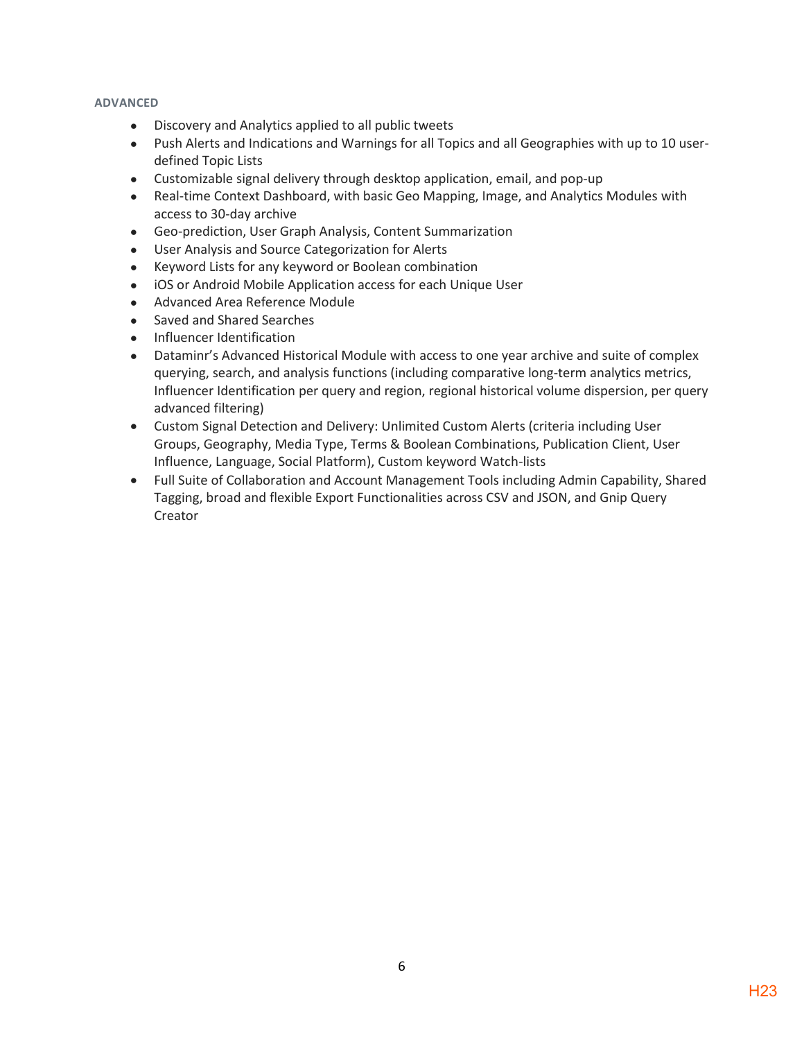### ADVANCED

- Discovery and Analytics applied to all public tweets
- Push Alerts and Indications and Warnings for all Topics and all Geographies with up to 10 user-defined Topic Lists
- Customizable signal delivery through desktop application, email, and pop-up
- Real-time Context Dashboard, with basic Geo Mapping, Image, and Analytics Modules with access to 30-day archive
- Geo-prediction, User Graph Analysis, Content Summarization
- User Analysis and Source Categorization for Alerts
- Keyword Lists for any keyword or Boolean combination
- iOS or Android Mobile Application access for each Unique User
- Advanced Area Reference Module
- Saved and Shared Searches
- Influencer Identification
- Dataminr's Advanced Historical Module with access to one year archive and suite of complex querying, search, and analysis functions (including comparative long-term analytics metrics, Influencer Identification per query and region, regional historical volume dispersion, per query advanced filtering)
- Custom Signal Detection and Delivery: Unlimited Custom Alerts (criteria including User Groups, Geography, Media Type, Terms & Boolean Combinations, Publication Client, User Influence, Language, Social Platform), Custom keyword Watch-lists
- Full Suite of Collaboration and Account Management Tools including Admin Capability, Shared Tagging, broad and flexible Export Functionalities across CSV and JSON, and Gnip Query Creator

H23